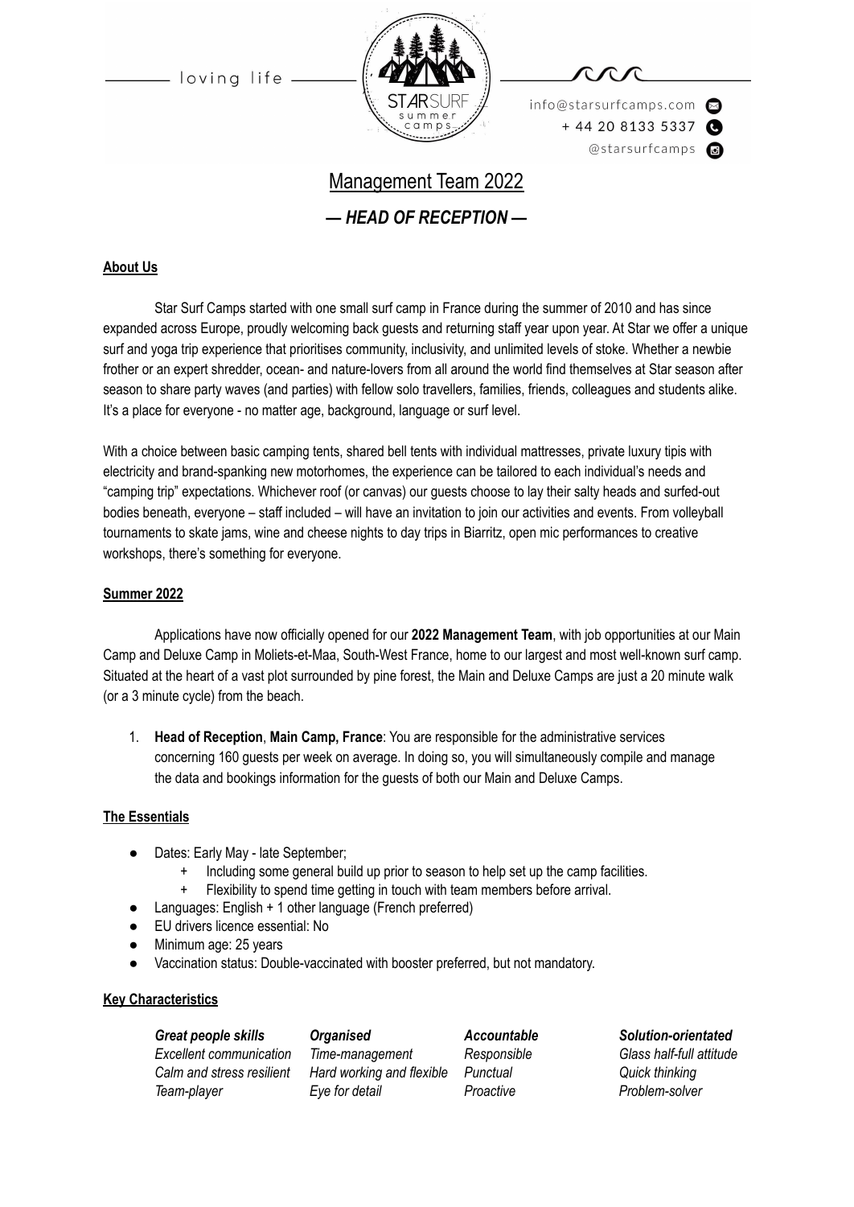loving life

info@starsurfcamps.com
+ 44 20 8133 5337
@starsurfcamps

# Management Team 2022

## *— HEAD OF RECEPTION —*

**About Us**

Star Surf Camps started with one small surf camp in France during the summer of 2010 and has since expanded across Europe, proudly welcoming back guests and returning staff year upon year. At Star we offer a unique surf and yoga trip experience that prioritises community, inclusivity, and unlimited levels of stoke. Whether a newbie frother or an expert shredder, ocean- and nature-lovers from all around the world find themselves at Star season after season to share party waves (and parties) with fellow solo travellers, families, friends, colleagues and students alike. It's a place for everyone - no matter age, background, language or surf level.

With a choice between basic camping tents, shared bell tents with individual mattresses, private luxury tipis with electricity and brand-spanking new motorhomes, the experience can be tailored to each individual's needs and "camping trip" expectations. Whichever roof (or canvas) our guests choose to lay their salty heads and surfed-out bodies beneath, everyone – staff included – will have an invitation to join our activities and events. From volleyball tournaments to skate jams, wine and cheese nights to day trips in Biarritz, open mic performances to creative workshops, there's something for everyone.

**Summer 2022**

Applications have now officially opened for our **2022 Management Team**, with job opportunities at our Main Camp and Deluxe Camp in Moliets-et-Maa, South-West France, home to our largest and most well-known surf camp. Situated at the heart of a vast plot surrounded by pine forest, the Main and Deluxe Camps are just a 20 minute walk (or a 3 minute cycle) from the beach.

1. **Head of Reception**, **Main Camp, France**: You are responsible for the administrative services concerning 160 guests per week on average. In doing so, you will simultaneously compile and manage the data and bookings information for the guests of both our Main and Deluxe Camps.

**The Essentials**

- Dates: Early May - late September;
  - Including some general build up prior to season to help set up the camp facilities.
  - Flexibility to spend time getting in touch with team members before arrival.
- Languages: English + 1 other language (French preferred)
- EU drivers licence essential: No
- Minimum age: 25 years
- Vaccination status: Double-vaccinated with booster preferred, but not mandatory.

**Key Characteristics**

| ***Great people skills*** | ***Organised*** | ***Accountable*** | ***Solution-orientated*** |
|---|---|---|---|
| *Excellent communication* | *Time-management* | *Responsible* | *Glass half-full attitude* |
| *Calm and stress resilient* | *Hard working and flexible* | *Punctual* | *Quick thinking* |
| *Team-player* | *Eye for detail* | *Proactive* | *Problem-solver* |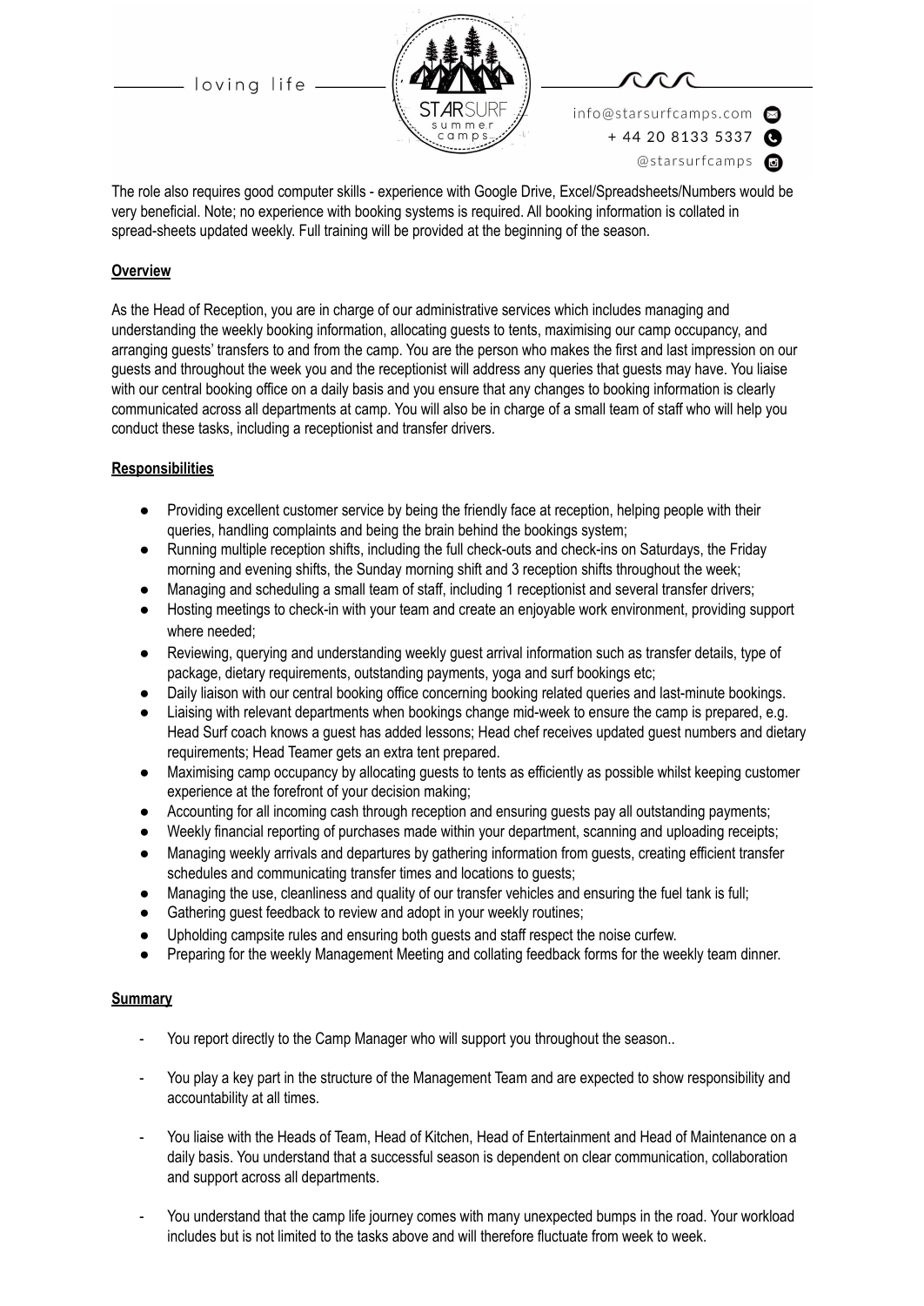The role also requires good computer skills - experience with Google Drive, Excel/Spreadsheets/Numbers would be very beneficial. Note; no experience with booking systems is required. All booking information is collated in spread-sheets updated weekly. Full training will be provided at the beginning of the season.

## Overview

As the Head of Reception, you are in charge of our administrative services which includes managing and understanding the weekly booking information, allocating guests to tents, maximising our camp occupancy, and arranging guests' transfers to and from the camp. You are the person who makes the first and last impression on our guests and throughout the week you and the receptionist will address any queries that guests may have. You liaise with our central booking office on a daily basis and you ensure that any changes to booking information is clearly communicated across all departments at camp. You will also be in charge of a small team of staff who will help you conduct these tasks, including a receptionist and transfer drivers.

## Responsibilities

- Providing excellent customer service by being the friendly face at reception, helping people with their queries, handling complaints and being the brain behind the bookings system;
- Running multiple reception shifts, including the full check-outs and check-ins on Saturdays, the Friday morning and evening shifts, the Sunday morning shift and 3 reception shifts throughout the week;
- Managing and scheduling a small team of staff, including 1 receptionist and several transfer drivers;
- Hosting meetings to check-in with your team and create an enjoyable work environment, providing support where needed;
- Reviewing, querying and understanding weekly guest arrival information such as transfer details, type of package, dietary requirements, outstanding payments, yoga and surf bookings etc;
- Daily liaison with our central booking office concerning booking related queries and last-minute bookings.
- Liaising with relevant departments when bookings change mid-week to ensure the camp is prepared, e.g. Head Surf coach knows a guest has added lessons; Head chef receives updated guest numbers and dietary requirements; Head Teamer gets an extra tent prepared.
- Maximising camp occupancy by allocating guests to tents as efficiently as possible whilst keeping customer experience at the forefront of your decision making;
- Accounting for all incoming cash through reception and ensuring guests pay all outstanding payments;
- Weekly financial reporting of purchases made within your department, scanning and uploading receipts;
- Managing weekly arrivals and departures by gathering information from guests, creating efficient transfer schedules and communicating transfer times and locations to guests;
- Managing the use, cleanliness and quality of our transfer vehicles and ensuring the fuel tank is full;
- Gathering guest feedback to review and adopt in your weekly routines;
- Upholding campsite rules and ensuring both guests and staff respect the noise curfew.
- Preparing for the weekly Management Meeting and collating feedback forms for the weekly team dinner.

## Summary

- You report directly to the Camp Manager who will support you throughout the season..
- You play a key part in the structure of the Management Team and are expected to show responsibility and accountability at all times.
- You liaise with the Heads of Team, Head of Kitchen, Head of Entertainment and Head of Maintenance on a daily basis. You understand that a successful season is dependent on clear communication, collaboration and support across all departments.
- You understand that the camp life journey comes with many unexpected bumps in the road. Your workload includes but is not limited to the tasks above and will therefore fluctuate from week to week.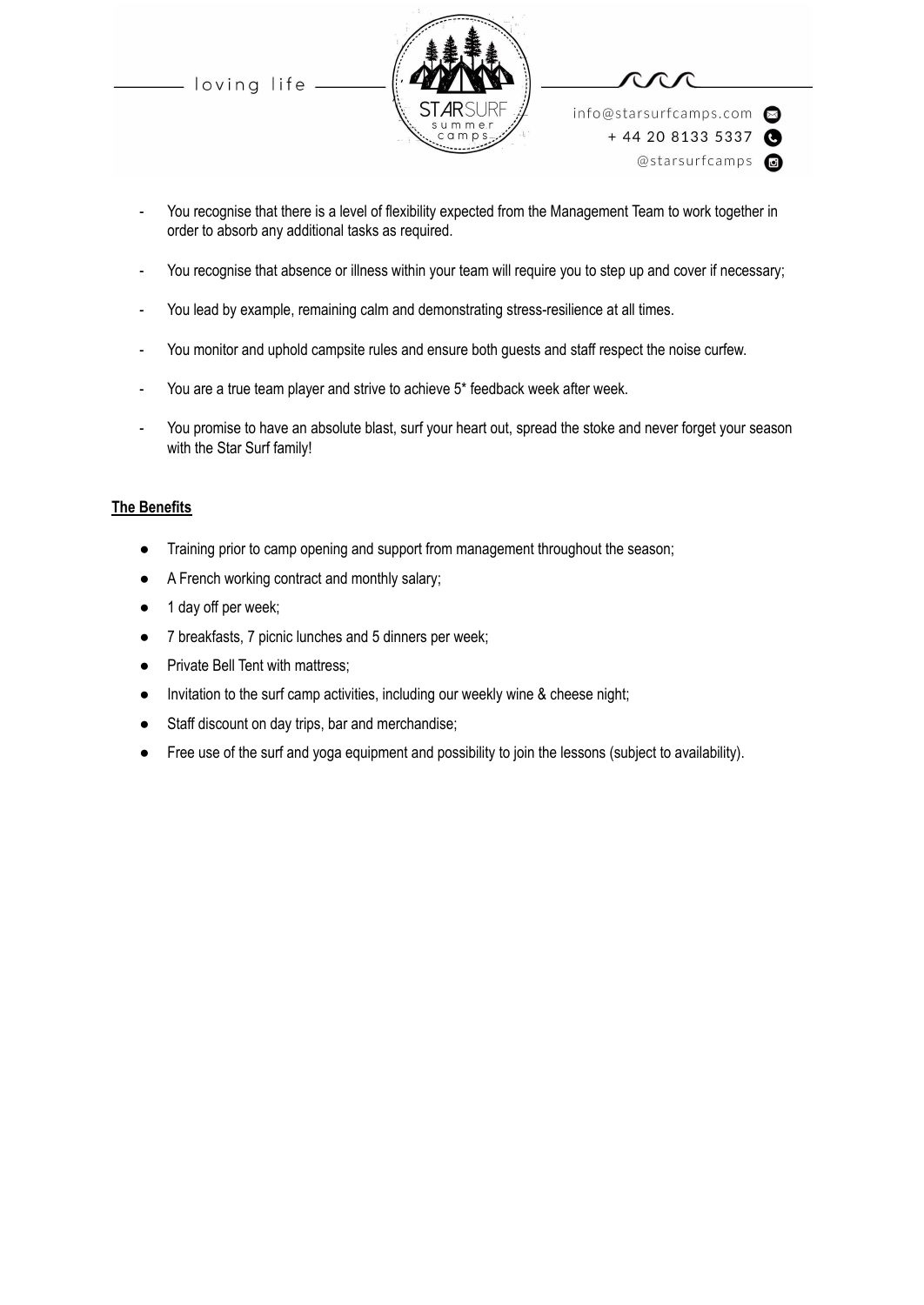- You recognise that there is a level of flexibility expected from the Management Team to work together in order to absorb any additional tasks as required.

- You recognise that absence or illness within your team will require you to step up and cover if necessary;

- You lead by example, remaining calm and demonstrating stress-resilience at all times.

- You monitor and uphold campsite rules and ensure both guests and staff respect the noise curfew.

- You are a true team player and strive to achieve 5* feedback week after week.

- You promise to have an absolute blast, surf your heart out, spread the stoke and never forget your season with the Star Surf family!

**The Benefits**

- Training prior to camp opening and support from management throughout the season;
- A French working contract and monthly salary;
- 1 day off per week;
- 7 breakfasts, 7 picnic lunches and 5 dinners per week;
- Private Bell Tent with mattress;
- Invitation to the surf camp activities, including our weekly wine & cheese night;
- Staff discount on day trips, bar and merchandise;
- Free use of the surf and yoga equipment and possibility to join the lessons (subject to availability).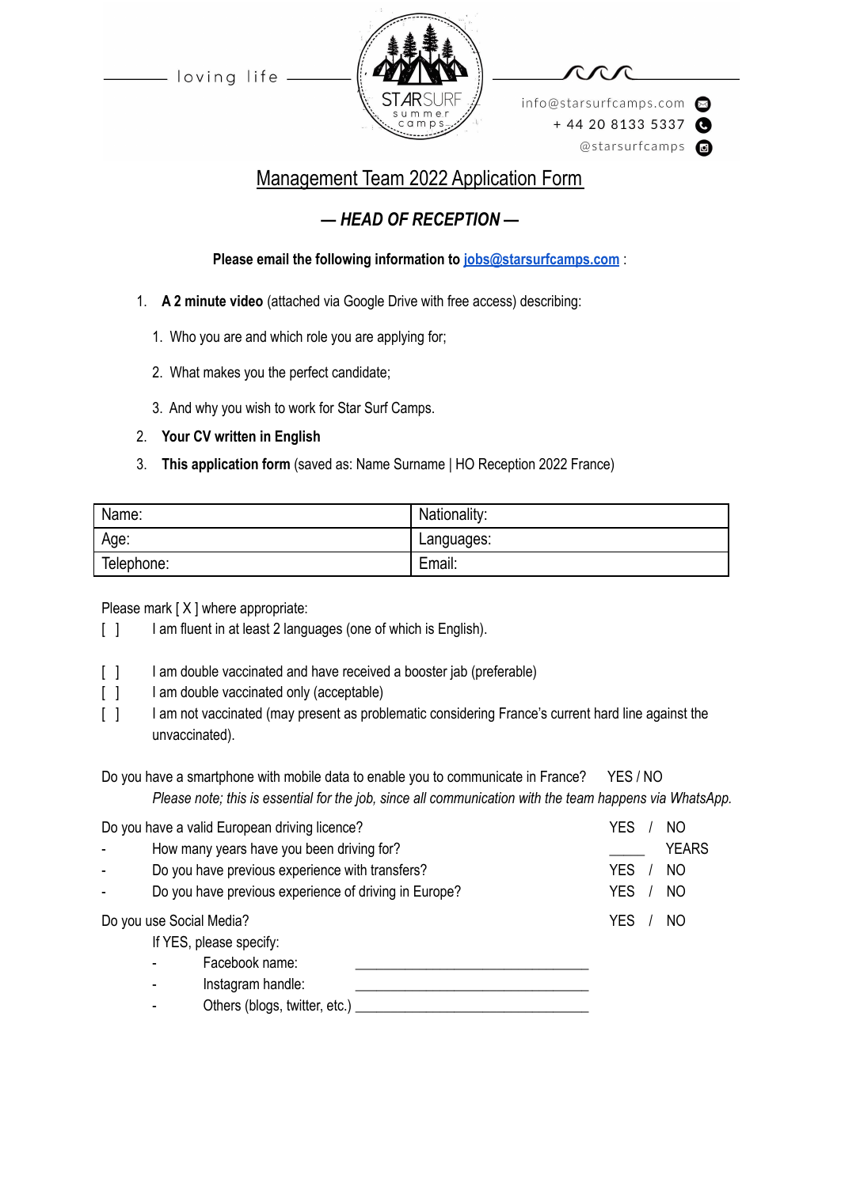loving life

STARSURF summer camps

info@starsurfcamps.com
+ 44 20 8133 5337
@starsurfcamps

# Management Team 2022 Application Form

## *— HEAD OF RECEPTION —*

**Please email the following information to jobs@starsurfcamps.com** :

1. **A 2 minute video** (attached via Google Drive with free access) describing:
    1. Who you are and which role you are applying for;
    2. What makes you the perfect candidate;
    3. And why you wish to work for Star Surf Camps.
2. **Your CV written in English**
3. **This application form** (saved as: Name Surname | HO Reception 2022 France)

| Name: | Nationality: |
|---|---|
| Age: | Languages: |
| Telephone: | Email: |

Please mark [ X ] where appropriate:

[ ] I am fluent in at least 2 languages (one of which is English).

[ ] I am double vaccinated and have received a booster jab (preferable)
[ ] I am double vaccinated only (acceptable)
[ ] I am not vaccinated (may present as problematic considering France's current hard line against the unvaccinated).

Do you have a smartphone with mobile data to enable you to communicate in France? YES / NO
*Please note; this is essential for the job, since all communication with the team happens via WhatsApp.*

Do you have a valid European driving licence? YES / NO
- How many years have you been driving for? _____ YEARS
- Do you have previous experience with transfers? YES / NO
- Do you have previous experience of driving in Europe? YES / NO

Do you use Social Media? YES / NO

If YES, please specify:
- Facebook name: ______________________________
- Instagram handle: ______________________________
- Others (blogs, twitter, etc.) ______________________________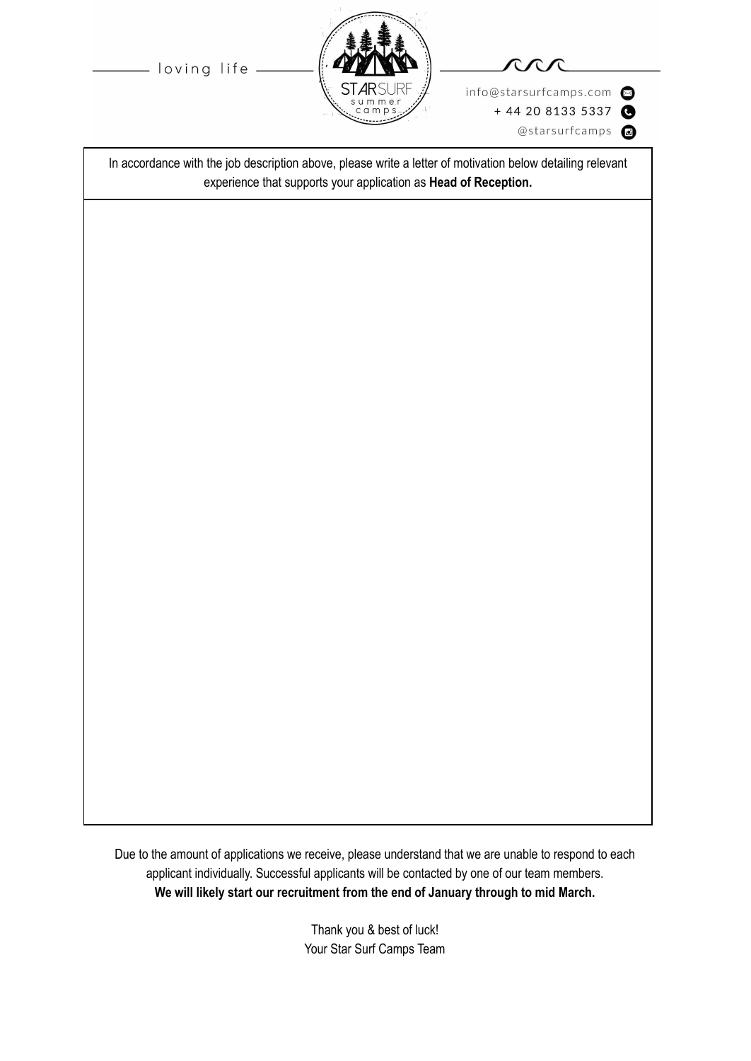loving life

STARSURF summer camps

info@starsurfcamps.com

+ 44 20 8133 5337

@starsurfcamps

| In accordance with the job description above, please write a letter of motivation below detailing relevant experience that supports your application as **Head of Reception.** |
| --- |
| |

Due to the amount of applications we receive, please understand that we are unable to respond to each applicant individually. Successful applicants will be contacted by one of our team members.
**We will likely start our recruitment from the end of January through to mid March.**

Thank you & best of luck!
Your Star Surf Camps Team